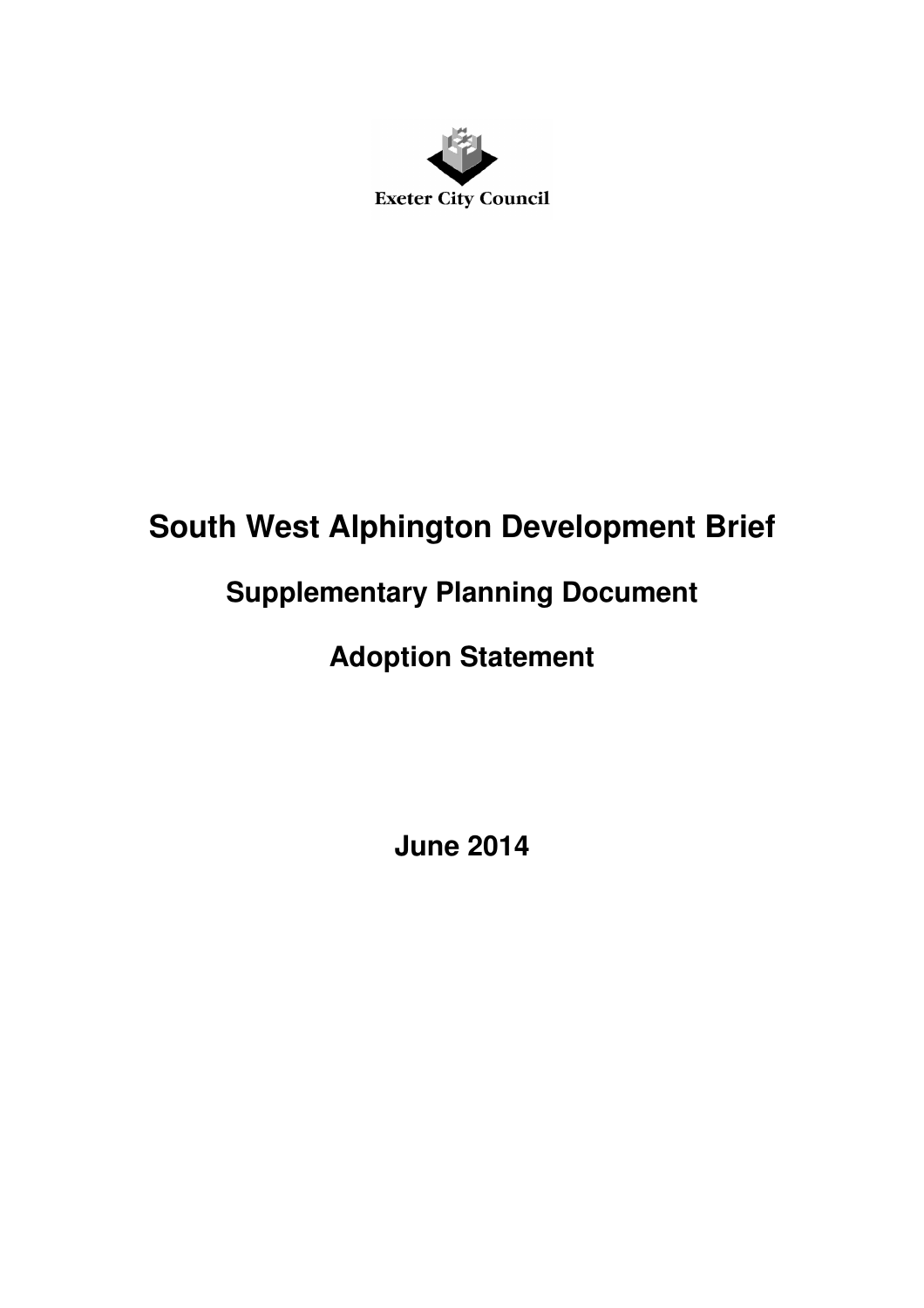Exeter City Council

# South West Alphington Development Brief

## Supplementary Planning Document

## Adoption Statement

**June 2014**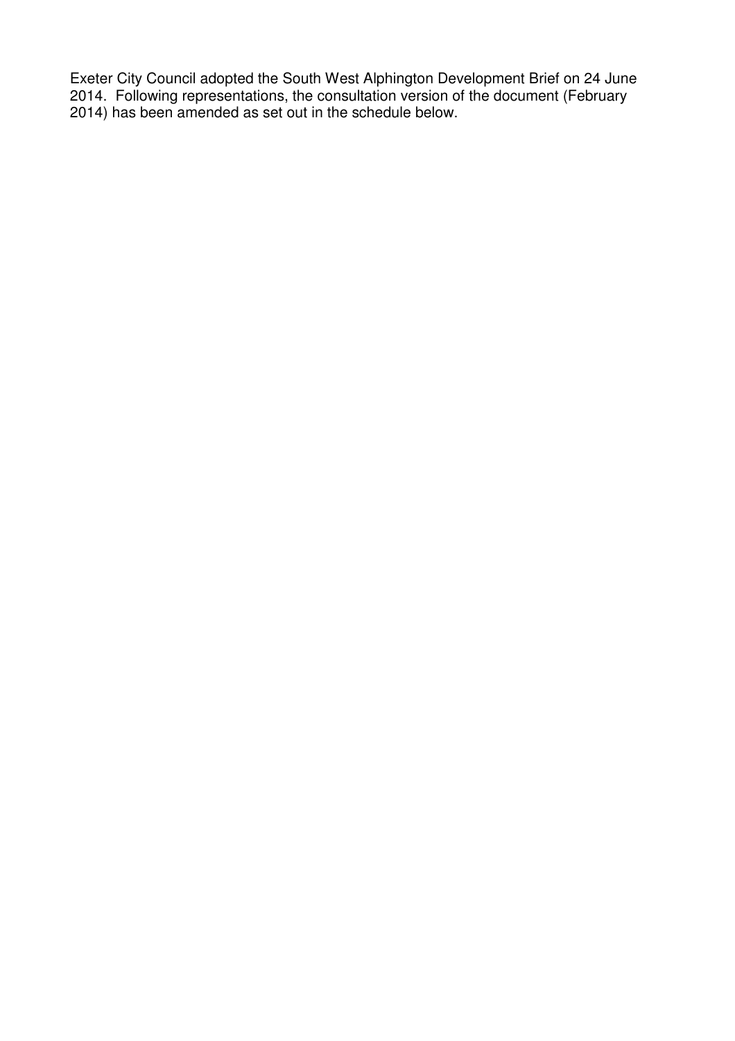Exeter City Council adopted the South West Alphington Development Brief on 24 June 2014. Following representations, the consultation version of the document (February 2014) has been amended as set out in the schedule below.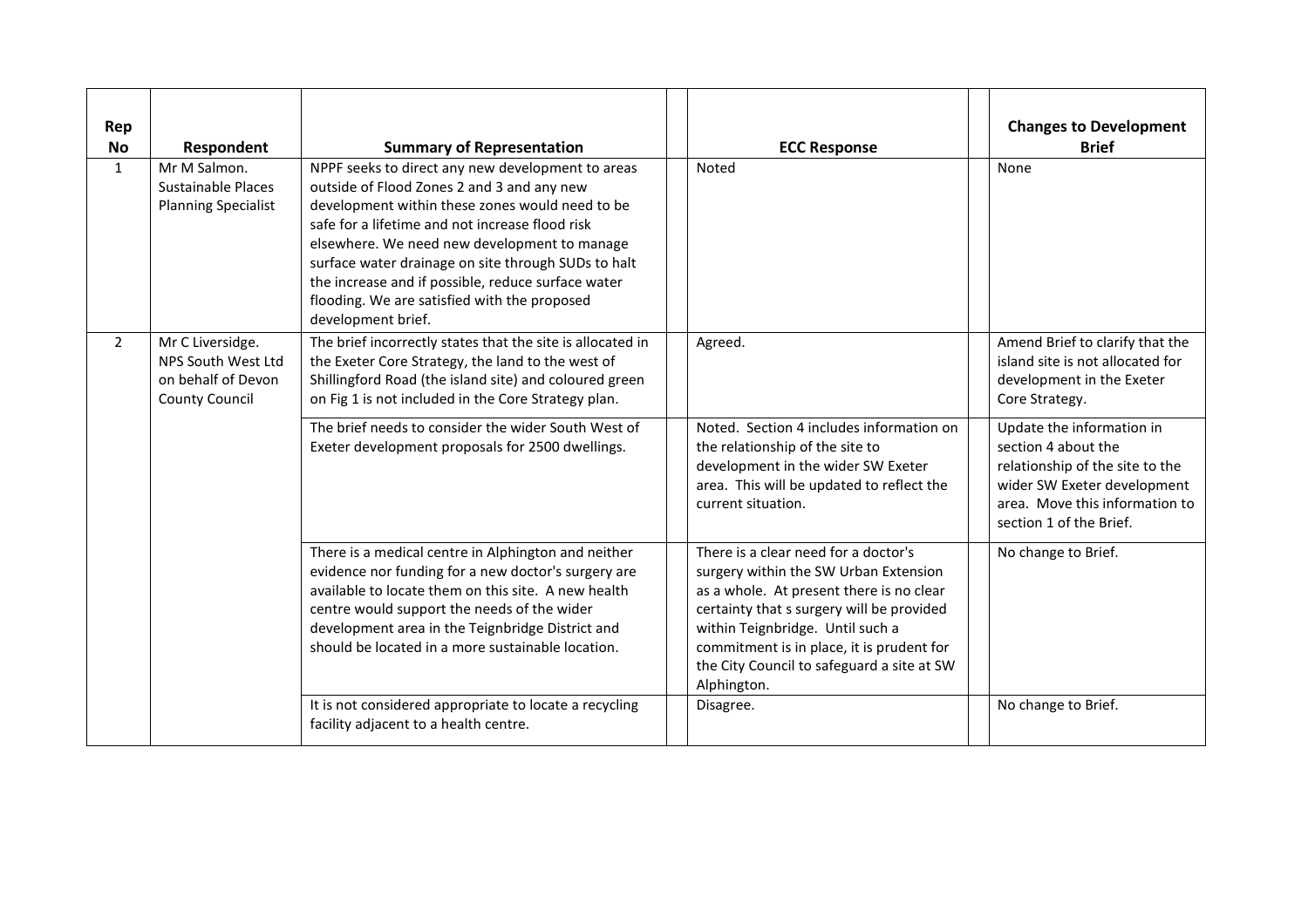| Rep No | Respondent | Summary of Representation | ECC Response | Changes to Development Brief |
|---|---|---|---|---|
| 1 | Mr M Salmon. Sustainable Places Planning Specialist | NPPF seeks to direct any new development to areas outside of Flood Zones 2 and 3 and any new development within these zones would need to be safe for a lifetime and not increase flood risk elsewhere. We need new development to manage surface water drainage on site through SUDs to halt the increase and if possible, reduce surface water flooding. We are satisfied with the proposed development brief. | Noted | None |
| 2 | Mr C Liversidge. NPS South West Ltd on behalf of Devon County Council | The brief incorrectly states that the site is allocated in the Exeter Core Strategy, the land to the west of Shillingford Road (the island site) and coloured green on Fig 1 is not included in the Core Strategy plan. | Agreed. | Amend Brief to clarify that the island site is not allocated for development in the Exeter Core Strategy. |
| | | The brief needs to consider the wider South West of Exeter development proposals for 2500 dwellings. | Noted. Section 4 includes information on the relationship of the site to development in the wider SW Exeter area. This will be updated to reflect the current situation. | Update the information in section 4 about the relationship of the site to the wider SW Exeter development area. Move this information to section 1 of the Brief. |
| | | There is a medical centre in Alphington and neither evidence nor funding for a new doctor's surgery are available to locate them on this site. A new health centre would support the needs of the wider development area in the Teignbridge District and should be located in a more sustainable location. | There is a clear need for a doctor's surgery within the SW Urban Extension as a whole. At present there is no clear certainty that s surgery will be provided within Teignbridge. Until such a commitment is in place, it is prudent for the City Council to safeguard a site at SW Alphington. | No change to Brief. |
| | | It is not considered appropriate to locate a recycling facility adjacent to a health centre. | Disagree. | No change to Brief. |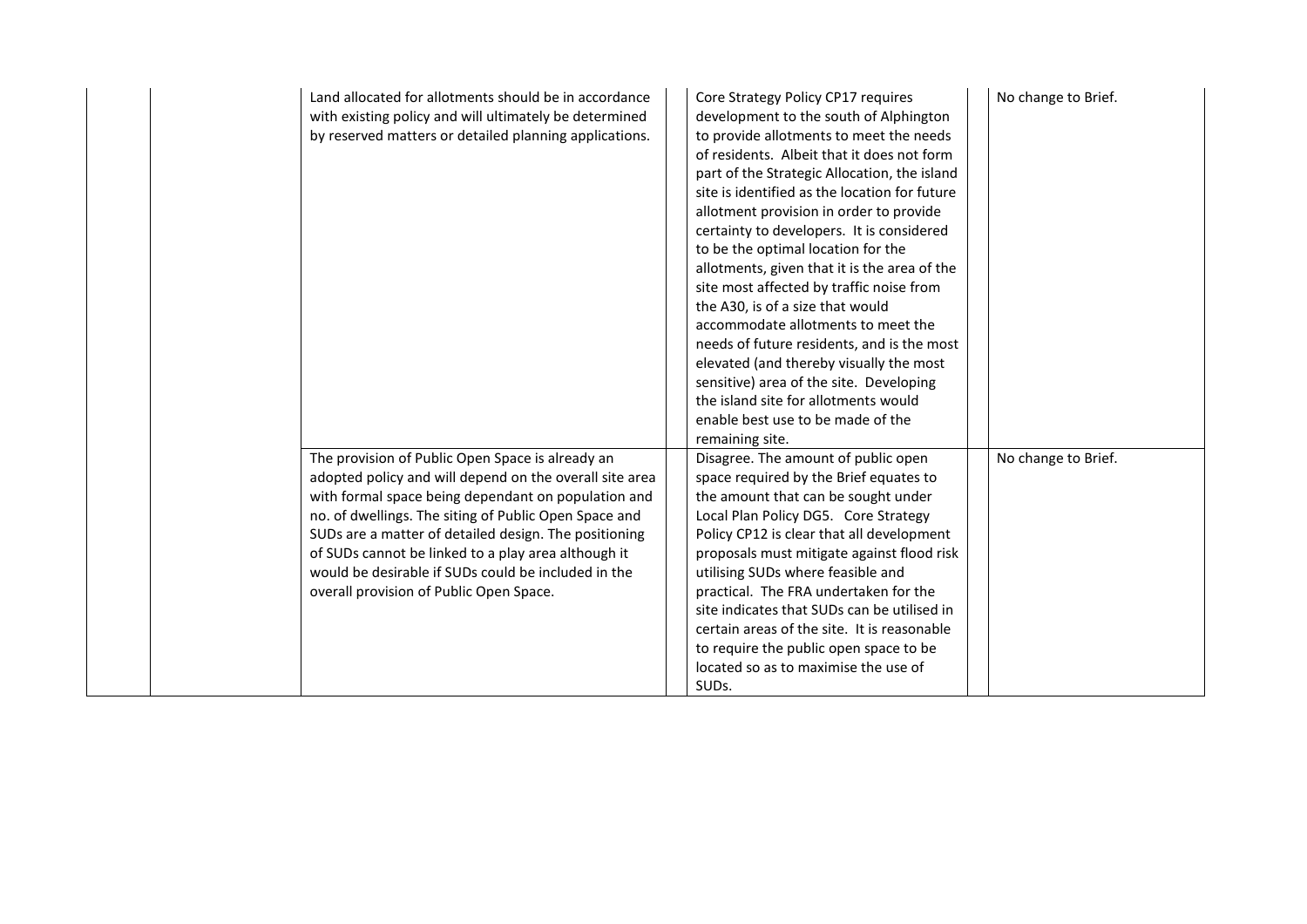| | | | | | | |
|---|---|---|---|---|---|---|
| | | Land allocated for allotments should be in accordance with existing policy and will ultimately be determined by reserved matters or detailed planning applications. | | Core Strategy Policy CP17 requires development to the south of Alphington to provide allotments to meet the needs of residents. Albeit that it does not form part of the Strategic Allocation, the island site is identified as the location for future allotment provision in order to provide certainty to developers. It is considered to be the optimal location for the allotments, given that it is the area of the site most affected by traffic noise from the A30, is of a size that would accommodate allotments to meet the needs of future residents, and is the most elevated (and thereby visually the most sensitive) area of the site. Developing the island site for allotments would enable best use to be made of the remaining site. | | No change to Brief. |
| | | The provision of Public Open Space is already an adopted policy and will depend on the overall site area with formal space being dependant on population and no. of dwellings. The siting of Public Open Space and SUDs are a matter of detailed design. The positioning of SUDs cannot be linked to a play area although it would be desirable if SUDs could be included in the overall provision of Public Open Space. | | Disagree. The amount of public open space required by the Brief equates to the amount that can be sought under Local Plan Policy DG5. Core Strategy Policy CP12 is clear that all development proposals must mitigate against flood risk utilising SUDs where feasible and practical. The FRA undertaken for the site indicates that SUDs can be utilised in certain areas of the site. It is reasonable to require the public open space to be located so as to maximise the use of SUDs. | | No change to Brief. |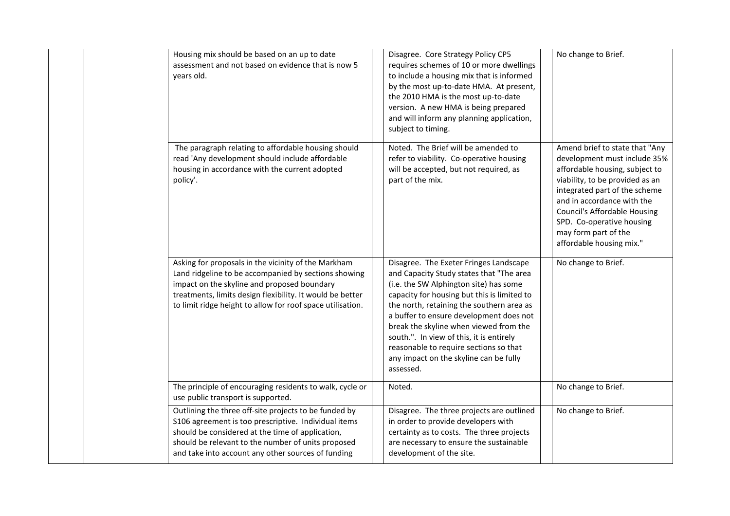| | | | | | | |
|---|---|---|---|---|---|---|
| | | Housing mix should be based on an up to date assessment and not based on evidence that is now 5 years old. | | Disagree. Core Strategy Policy CP5 requires schemes of 10 or more dwellings to include a housing mix that is informed by the most up-to-date HMA. At present, the 2010 HMA is the most up-to-date version. A new HMA is being prepared and will inform any planning application, subject to timing. | | No change to Brief. |
| | | The paragraph relating to affordable housing should read 'Any development should include affordable housing in accordance with the current adopted policy'. | | Noted. The Brief will be amended to refer to viability. Co-operative housing will be accepted, but not required, as part of the mix. | | Amend brief to state that "Any development must include 35% affordable housing, subject to viability, to be provided as an integrated part of the scheme and in accordance with the Council's Affordable Housing SPD. Co-operative housing may form part of the affordable housing mix." |
| | | Asking for proposals in the vicinity of the Markham Land ridgeline to be accompanied by sections showing impact on the skyline and proposed boundary treatments, limits design flexibility. It would be better to limit ridge height to allow for roof space utilisation. | | Disagree. The Exeter Fringes Landscape and Capacity Study states that "The area (i.e. the SW Alphington site) has some capacity for housing but this is limited to the north, retaining the southern area as a buffer to ensure development does not break the skyline when viewed from the south.". In view of this, it is entirely reasonable to require sections so that any impact on the skyline can be fully assessed. | | No change to Brief. |
| | | The principle of encouraging residents to walk, cycle or use public transport is supported. | | Noted. | | No change to Brief. |
| | | Outlining the three off-site projects to be funded by S106 agreement is too prescriptive. Individual items should be considered at the time of application, should be relevant to the number of units proposed and take into account any other sources of funding | | Disagree. The three projects are outlined in order to provide developers with certainty as to costs. The three projects are necessary to ensure the sustainable development of the site. | | No change to Brief. |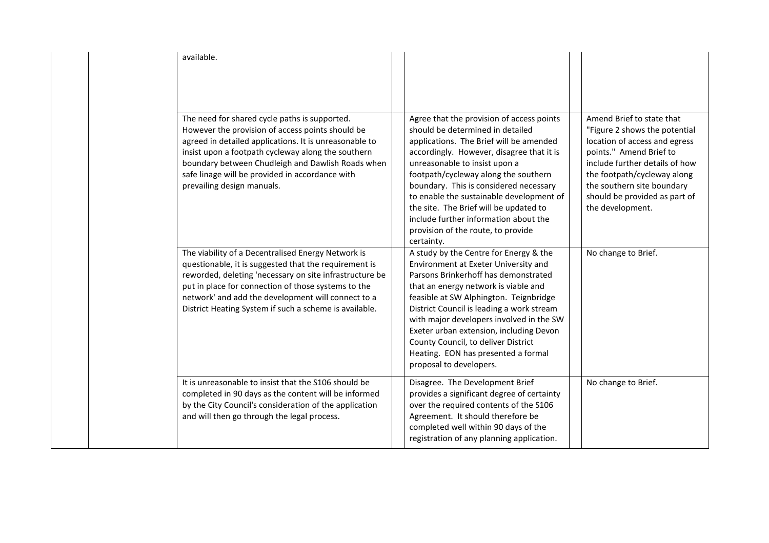| | | | | | | |
|---|---|---|---|---|---|---|
| | | available. | | | | |
| | | The need for shared cycle paths is supported. However the provision of access points should be agreed in detailed applications. It is unreasonable to insist upon a footpath cycleway along the southern boundary between Chudleigh and Dawlish Roads when safe linage will be provided in accordance with prevailing design manuals. | | Agree that the provision of access points should be determined in detailed applications. The Brief will be amended accordingly. However, disagree that it is unreasonable to insist upon a footpath/cycleway along the southern boundary. This is considered necessary to enable the sustainable development of the site. The Brief will be updated to include further information about the provision of the route, to provide certainty. | | Amend Brief to state that "Figure 2 shows the potential location of access and egress points." Amend Brief to include further details of how the footpath/cycleway along the southern site boundary should be provided as part of the development. |
| | | The viability of a Decentralised Energy Network is questionable, it is suggested that the requirement is reworded, deleting 'necessary on site infrastructure be put in place for connection of those systems to the network' and add the development will connect to a District Heating System if such a scheme is available. | | A study by the Centre for Energy & the Environment at Exeter University and Parsons Brinkerhoff has demonstrated that an energy network is viable and feasible at SW Alphington. Teignbridge District Council is leading a work stream with major developers involved in the SW Exeter urban extension, including Devon County Council, to deliver District Heating. EON has presented a formal proposal to developers. | | No change to Brief. |
| | | It is unreasonable to insist that the S106 should be completed in 90 days as the content will be informed by the City Council's consideration of the application and will then go through the legal process. | | Disagree. The Development Brief provides a significant degree of certainty over the required contents of the S106 Agreement. It should therefore be completed well within 90 days of the registration of any planning application. | | No change to Brief. |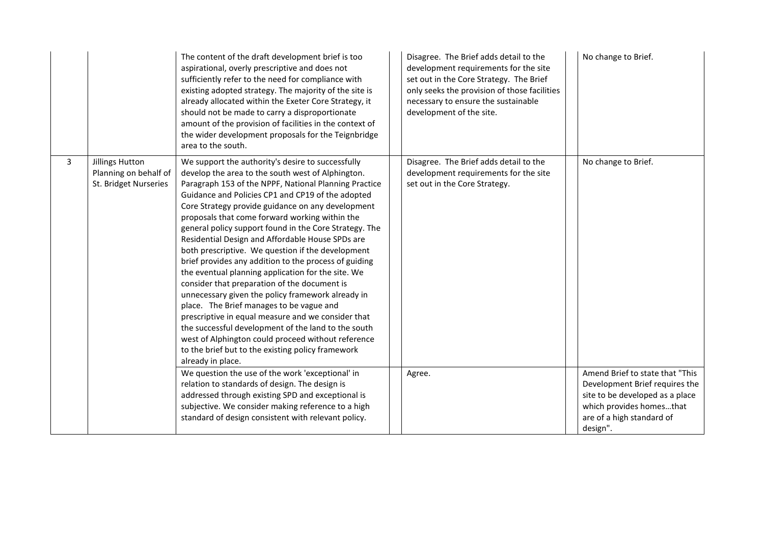| | | | | | | |
|---|---|---|---|---|---|---|
| | | The content of the draft development brief is too aspirational, overly prescriptive and does not sufficiently refer to the need for compliance with existing adopted strategy. The majority of the site is already allocated within the Exeter Core Strategy, it should not be made to carry a disproportionate amount of the provision of facilities in the context of the wider development proposals for the Teignbridge area to the south. | | Disagree. The Brief adds detail to the development requirements for the site set out in the Core Strategy. The Brief only seeks the provision of those facilities necessary to ensure the sustainable development of the site. | | No change to Brief. |
| 3 | Jillings Hutton Planning on behalf of St. Bridget Nurseries | We support the authority's desire to successfully develop the area to the south west of Alphington. Paragraph 153 of the NPPF, National Planning Practice Guidance and Policies CP1 and CP19 of the adopted Core Strategy provide guidance on any development proposals that come forward working within the general policy support found in the Core Strategy. The Residential Design and Affordable House SPDs are both prescriptive. We question if the development brief provides any addition to the process of guiding the eventual planning application for the site. We consider that preparation of the document is unnecessary given the policy framework already in place. The Brief manages to be vague and prescriptive in equal measure and we consider that the successful development of the land to the south west of Alphington could proceed without reference to the brief but to the existing policy framework already in place. | | Disagree. The Brief adds detail to the development requirements for the site set out in the Core Strategy. | | No change to Brief. |
| | | We question the use of the work 'exceptional' in relation to standards of design. The design is addressed through existing SPD and exceptional is subjective. We consider making reference to a high standard of design consistent with relevant policy. | | Agree. | | Amend Brief to state that "This Development Brief requires the site to be developed as a place which provides homes…that are of a high standard of design". |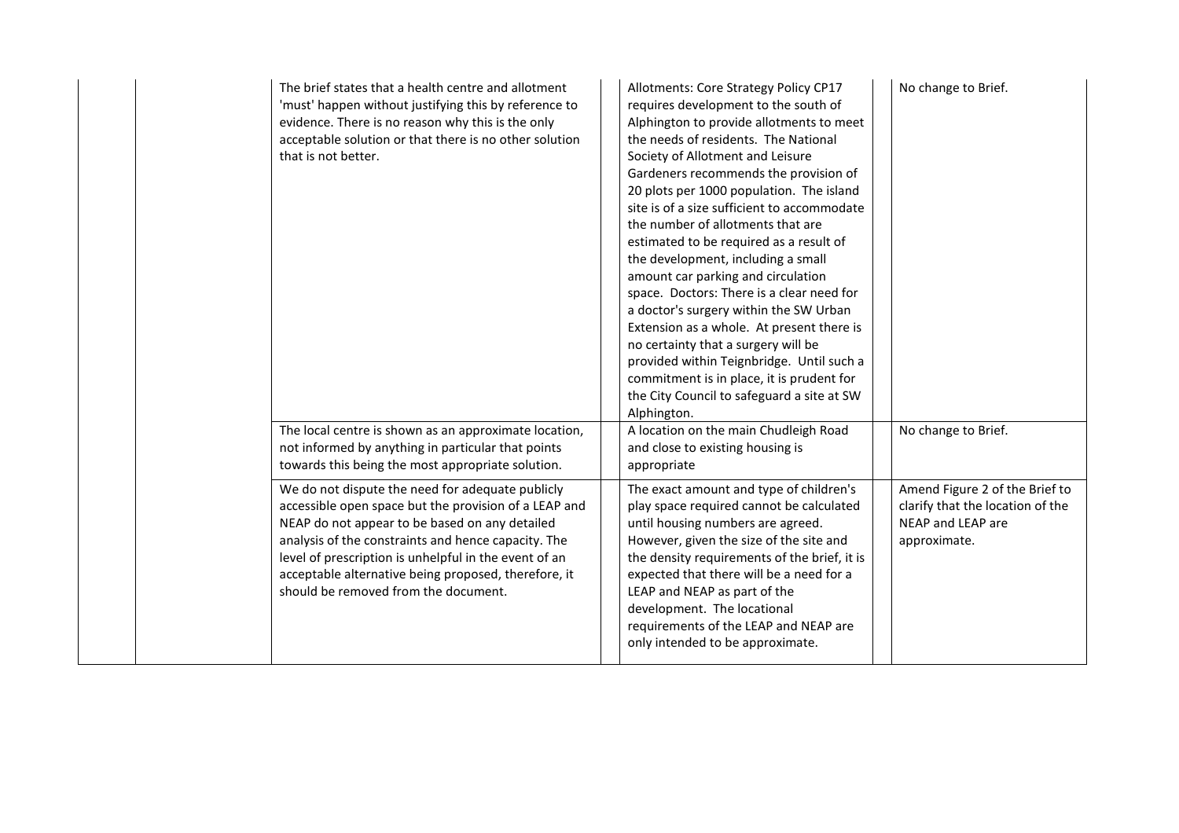| | | | | | | |
|---|---|---|---|---|---|---|
| | | The brief states that a health centre and allotment 'must' happen without justifying this by reference to evidence. There is no reason why this is the only acceptable solution or that there is no other solution that is not better. | | Allotments: Core Strategy Policy CP17 requires development to the south of Alphington to provide allotments to meet the needs of residents. The National Society of Allotment and Leisure Gardeners recommends the provision of 20 plots per 1000 population. The island site is of a size sufficient to accommodate the number of allotments that are estimated to be required as a result of the development, including a small amount car parking and circulation space. Doctors: There is a clear need for a doctor's surgery within the SW Urban Extension as a whole. At present there is no certainty that a surgery will be provided within Teignbridge. Until such a commitment is in place, it is prudent for the City Council to safeguard a site at SW Alphington. | | No change to Brief. |
| | | The local centre is shown as an approximate location, not informed by anything in particular that points towards this being the most appropriate solution. | | A location on the main Chudleigh Road and close to existing housing is appropriate | | No change to Brief. |
| | | We do not dispute the need for adequate publicly accessible open space but the provision of a LEAP and NEAP do not appear to be based on any detailed analysis of the constraints and hence capacity. The level of prescription is unhelpful in the event of an acceptable alternative being proposed, therefore, it should be removed from the document. | | The exact amount and type of children's play space required cannot be calculated until housing numbers are agreed. However, given the size of the site and the density requirements of the brief, it is expected that there will be a need for a LEAP and NEAP as part of the development. The locational requirements of the LEAP and NEAP are only intended to be approximate. | | Amend Figure 2 of the Brief to clarify that the location of the NEAP and LEAP are approximate. |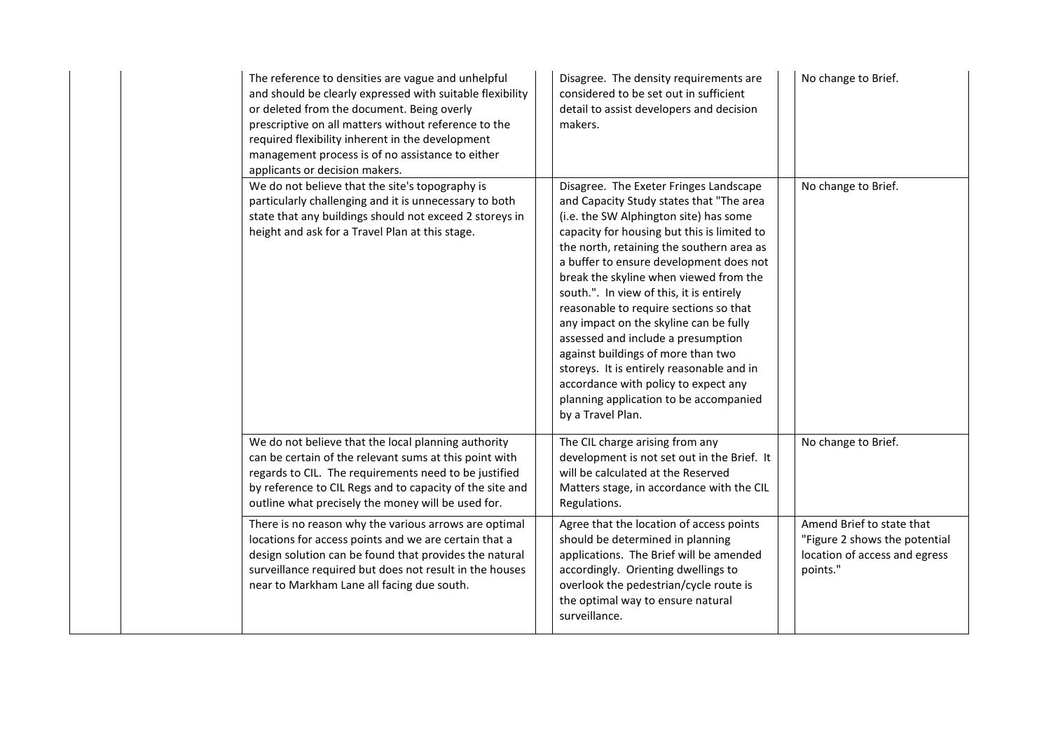| | | | | | | |
|---|---|---|---|---|---|---|
| | | The reference to densities are vague and unhelpful and should be clearly expressed with suitable flexibility or deleted from the document. Being overly prescriptive on all matters without reference to the required flexibility inherent in the development management process is of no assistance to either applicants or decision makers. | | Disagree. The density requirements are considered to be set out in sufficient detail to assist developers and decision makers. | | No change to Brief. |
| | | We do not believe that the site's topography is particularly challenging and it is unnecessary to both state that any buildings should not exceed 2 storeys in height and ask for a Travel Plan at this stage. | | Disagree. The Exeter Fringes Landscape and Capacity Study states that "The area (i.e. the SW Alphington site) has some capacity for housing but this is limited to the north, retaining the southern area as a buffer to ensure development does not break the skyline when viewed from the south.". In view of this, it is entirely reasonable to require sections so that any impact on the skyline can be fully assessed and include a presumption against buildings of more than two storeys. It is entirely reasonable and in accordance with policy to expect any planning application to be accompanied by a Travel Plan. | | No change to Brief. |
| | | We do not believe that the local planning authority can be certain of the relevant sums at this point with regards to CIL. The requirements need to be justified by reference to CIL Regs and to capacity of the site and outline what precisely the money will be used for. | | The CIL charge arising from any development is not set out in the Brief. It will be calculated at the Reserved Matters stage, in accordance with the CIL Regulations. | | No change to Brief. |
| | | There is no reason why the various arrows are optimal locations for access points and we are certain that a design solution can be found that provides the natural surveillance required but does not result in the houses near to Markham Lane all facing due south. | | Agree that the location of access points should be determined in planning applications. The Brief will be amended accordingly. Orienting dwellings to overlook the pedestrian/cycle route is the optimal way to ensure natural surveillance. | | Amend Brief to state that "Figure 2 shows the potential location of access and egress points." |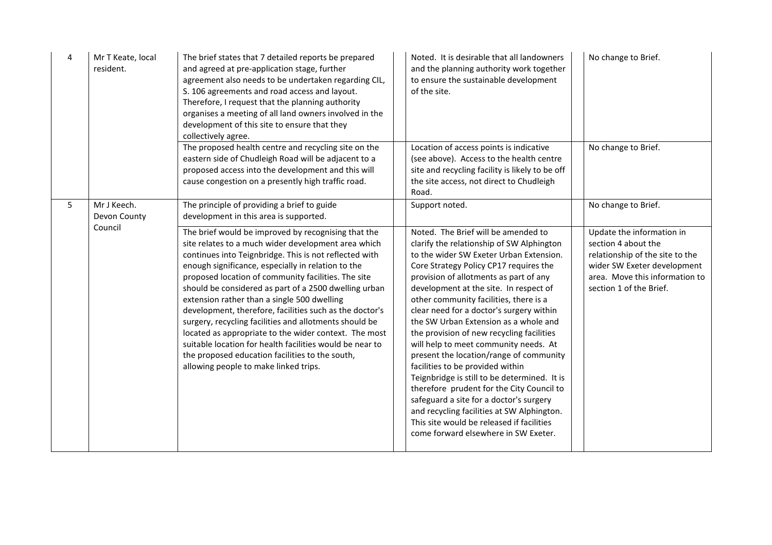| 4 | Mr T Keate, local resident. | The brief states that 7 detailed reports be prepared and agreed at pre-application stage, further agreement also needs to be undertaken regarding CIL, S. 106 agreements and road access and layout. Therefore, I request that the planning authority organises a meeting of all land owners involved in the development of this site to ensure that they collectively agree. | | Noted. It is desirable that all landowners and the planning authority work together to ensure the sustainable development of the site. | | No change to Brief. |
|---|---|---|---|---|---|---|
| | | The proposed health centre and recycling site on the eastern side of Chudleigh Road will be adjacent to a proposed access into the development and this will cause congestion on a presently high traffic road. | | Location of access points is indicative (see above). Access to the health centre site and recycling facility is likely to be off the site access, not direct to Chudleigh Road. | | No change to Brief. |
| 5 | Mr J Keech. Devon County Council | The principle of providing a brief to guide development in this area is supported. | | Support noted. | | No change to Brief. |
| | | The brief would be improved by recognising that the site relates to a much wider development area which continues into Teignbridge. This is not reflected with enough significance, especially in relation to the proposed location of community facilities. The site should be considered as part of a 2500 dwelling urban extension rather than a single 500 dwelling development, therefore, facilities such as the doctor's surgery, recycling facilities and allotments should be located as appropriate to the wider context. The most suitable location for health facilities would be near to the proposed education facilities to the south, allowing people to make linked trips. | | Noted. The Brief will be amended to clarify the relationship of SW Alphington to the wider SW Exeter Urban Extension. Core Strategy Policy CP17 requires the provision of allotments as part of any development at the site. In respect of other community facilities, there is a clear need for a doctor's surgery within the SW Urban Extension as a whole and the provision of new recycling facilities will help to meet community needs. At present the location/range of community facilities to be provided within Teignbridge is still to be determined. It is therefore prudent for the City Council to safeguard a site for a doctor's surgery and recycling facilities at SW Alphington. This site would be released if facilities come forward elsewhere in SW Exeter. | | Update the information in section 4 about the relationship of the site to the wider SW Exeter development area. Move this information to section 1 of the Brief. |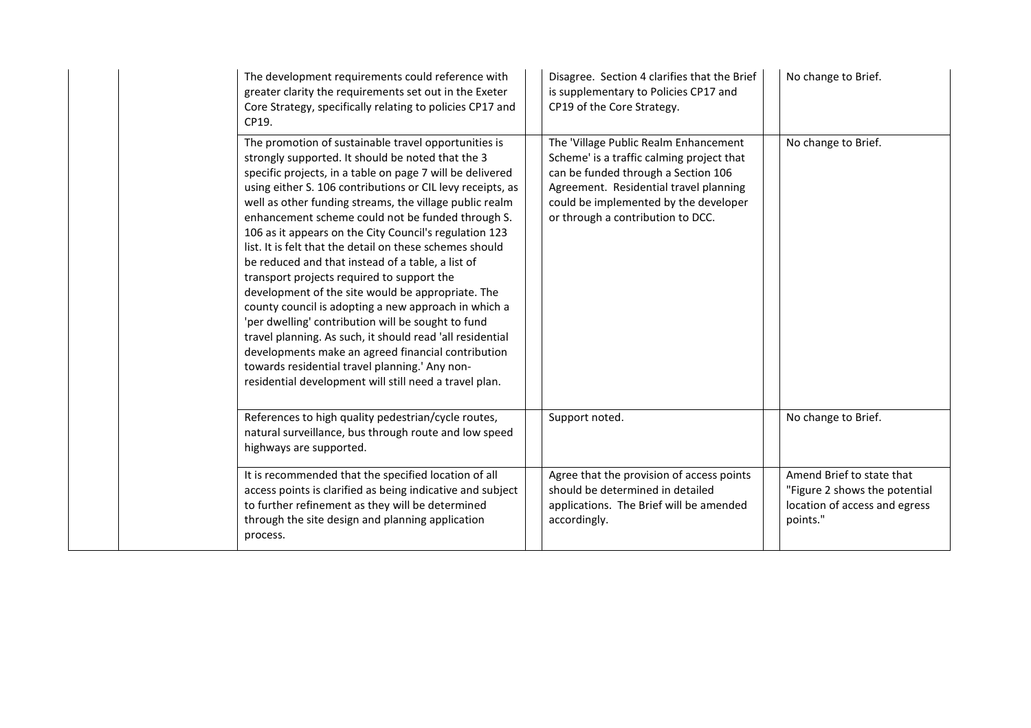| | | | | | | |
|---|---|---|---|---|---|---|
| | | The development requirements could reference with greater clarity the requirements set out in the Exeter Core Strategy, specifically relating to policies CP17 and CP19. | | Disagree. Section 4 clarifies that the Brief is supplementary to Policies CP17 and CP19 of the Core Strategy. | | No change to Brief. |
| | | The promotion of sustainable travel opportunities is strongly supported. It should be noted that the 3 specific projects, in a table on page 7 will be delivered using either S. 106 contributions or CIL levy receipts, as well as other funding streams, the village public realm enhancement scheme could not be funded through S. 106 as it appears on the City Council's regulation 123 list. It is felt that the detail on these schemes should be reduced and that instead of a table, a list of transport projects required to support the development of the site would be appropriate. The county council is adopting a new approach in which a 'per dwelling' contribution will be sought to fund travel planning. As such, it should read 'all residential developments make an agreed financial contribution towards residential travel planning.' Any non-residential development will still need a travel plan. | | The 'Village Public Realm Enhancement Scheme' is a traffic calming project that can be funded through a Section 106 Agreement. Residential travel planning could be implemented by the developer or through a contribution to DCC. | | No change to Brief. |
| | | References to high quality pedestrian/cycle routes, natural surveillance, bus through route and low speed highways are supported. | | Support noted. | | No change to Brief. |
| | | It is recommended that the specified location of all access points is clarified as being indicative and subject to further refinement as they will be determined through the site design and planning application process. | | Agree that the provision of access points should be determined in detailed applications. The Brief will be amended accordingly. | | Amend Brief to state that "Figure 2 shows the potential location of access and egress points." |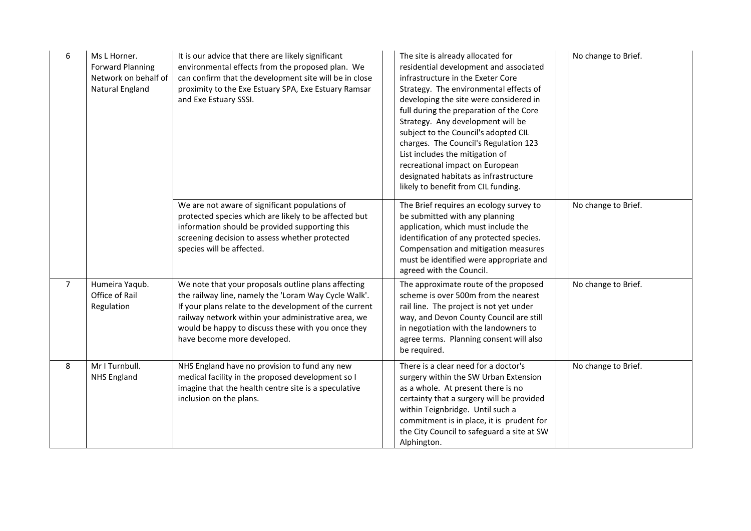| | | | | | | |
|---|---|---|---|---|---|---|
| 6 | Ms L Horner. Forward Planning Network on behalf of Natural England | It is our advice that there are likely significant environmental effects from the proposed plan. We can confirm that the development site will be in close proximity to the Exe Estuary SPA, Exe Estuary Ramsar and Exe Estuary SSSI. | | The site is already allocated for residential development and associated infrastructure in the Exeter Core Strategy. The environmental effects of developing the site were considered in full during the preparation of the Core Strategy. Any development will be subject to the Council's adopted CIL charges. The Council's Regulation 123 List includes the mitigation of recreational impact on European designated habitats as infrastructure likely to benefit from CIL funding. | | No change to Brief. |
| | | We are not aware of significant populations of protected species which are likely to be affected but information should be provided supporting this screening decision to assess whether protected species will be affected. | | The Brief requires an ecology survey to be submitted with any planning application, which must include the identification of any protected species. Compensation and mitigation measures must be identified were appropriate and agreed with the Council. | | No change to Brief. |
| 7 | Humeira Yaqub. Office of Rail Regulation | We note that your proposals outline plans affecting the railway line, namely the 'Loram Way Cycle Walk'. If your plans relate to the development of the current railway network within your administrative area, we would be happy to discuss these with you once they have become more developed. | | The approximate route of the proposed scheme is over 500m from the nearest rail line. The project is not yet under way, and Devon County Council are still in negotiation with the landowners to agree terms. Planning consent will also be required. | | No change to Brief. |
| 8 | Mr I Turnbull. NHS England | NHS England have no provision to fund any new medical facility in the proposed development so I imagine that the health centre site is a speculative inclusion on the plans. | | There is a clear need for a doctor's surgery within the SW Urban Extension as a whole. At present there is no certainty that a surgery will be provided within Teignbridge. Until such a commitment is in place, it is prudent for the City Council to safeguard a site at SW Alphington. | | No change to Brief. |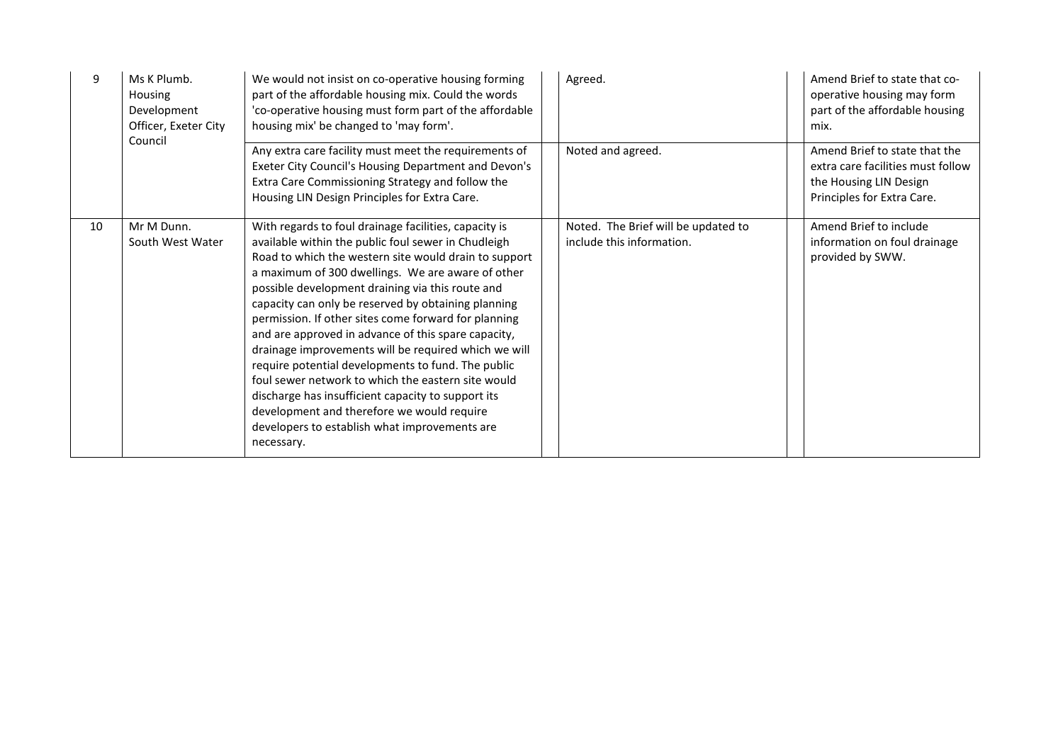| | | | | |
|---|---|---|---|---|
| 9 | Ms K Plumb. Housing Development Officer, Exeter City Council | We would not insist on co-operative housing forming part of the affordable housing mix. Could the words 'co-operative housing must form part of the affordable housing mix' be changed to 'may form'. | Agreed. | Amend Brief to state that co-operative housing may form part of the affordable housing mix. |
| | | Any extra care facility must meet the requirements of Exeter City Council's Housing Department and Devon's Extra Care Commissioning Strategy and follow the Housing LIN Design Principles for Extra Care. | Noted and agreed. | Amend Brief to state that the extra care facilities must follow the Housing LIN Design Principles for Extra Care. |
| 10 | Mr M Dunn. South West Water | With regards to foul drainage facilities, capacity is available within the public foul sewer in Chudleigh Road to which the western site would drain to support a maximum of 300 dwellings. We are aware of other possible development draining via this route and capacity can only be reserved by obtaining planning permission. If other sites come forward for planning and are approved in advance of this spare capacity, drainage improvements will be required which we will require potential developments to fund. The public foul sewer network to which the eastern site would discharge has insufficient capacity to support its development and therefore we would require developers to establish what improvements are necessary. | Noted. The Brief will be updated to include this information. | Amend Brief to include information on foul drainage provided by SWW. |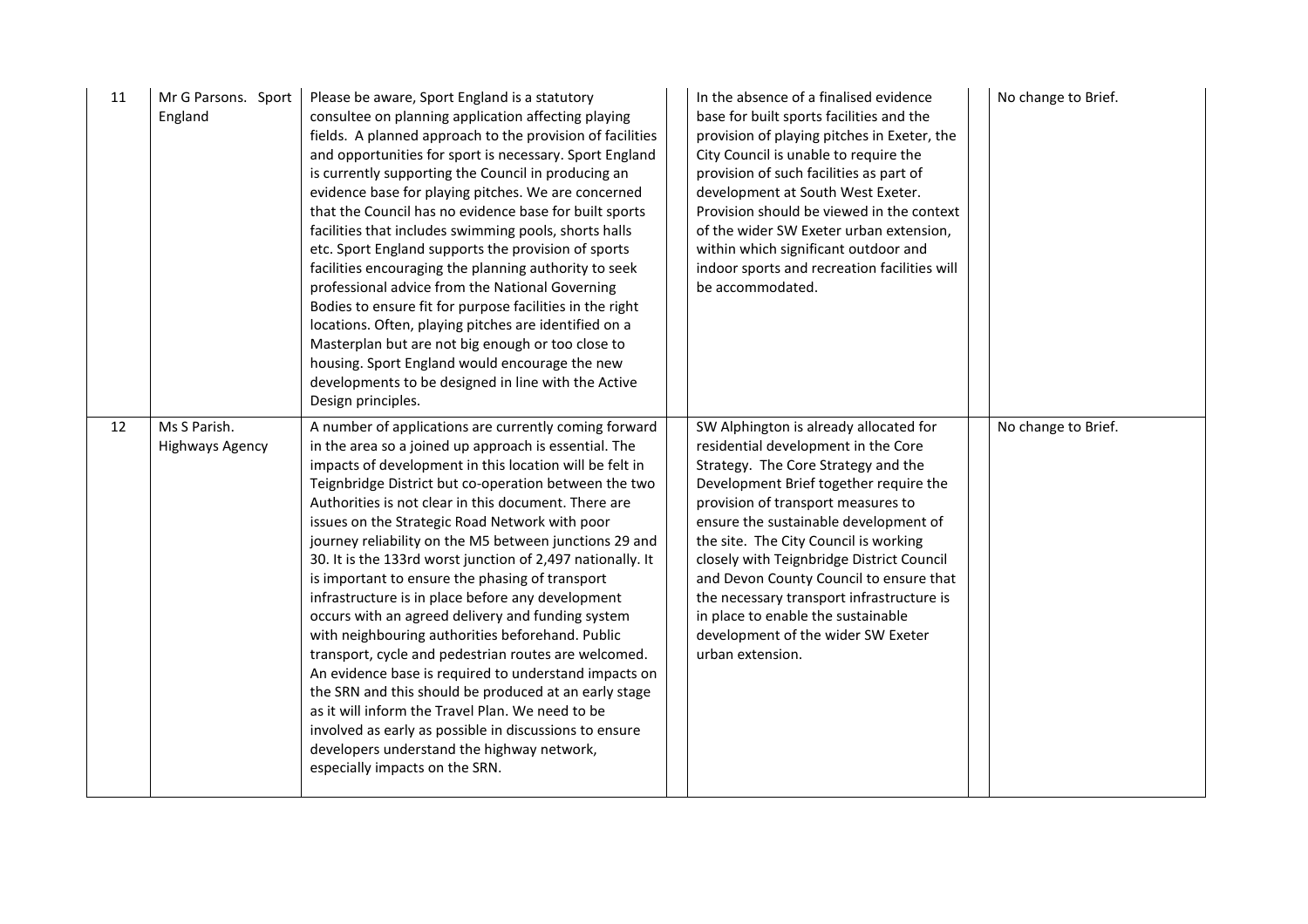| 11 | Mr G Parsons. Sport England | Please be aware, Sport England is a statutory consultee on planning application affecting playing fields. A planned approach to the provision of facilities and opportunities for sport is necessary. Sport England is currently supporting the Council in producing an evidence base for playing pitches. We are concerned that the Council has no evidence base for built sports facilities that includes swimming pools, shorts halls etc. Sport England supports the provision of sports facilities encouraging the planning authority to seek professional advice from the National Governing Bodies to ensure fit for purpose facilities in the right locations. Often, playing pitches are identified on a Masterplan but are not big enough or too close to housing. Sport England would encourage the new developments to be designed in line with the Active Design principles. | | In the absence of a finalised evidence base for built sports facilities and the provision of playing pitches in Exeter, the City Council is unable to require the provision of such facilities as part of development at South West Exeter. Provision should be viewed in the context of the wider SW Exeter urban extension, within which significant outdoor and indoor sports and recreation facilities will be accommodated. | | No change to Brief. |
|---|---|---|---|---|---|---|
| 12 | Ms S Parish. Highways Agency | A number of applications are currently coming forward in the area so a joined up approach is essential. The impacts of development in this location will be felt in Teignbridge District but co-operation between the two Authorities is not clear in this document. There are issues on the Strategic Road Network with poor journey reliability on the M5 between junctions 29 and 30. It is the 133rd worst junction of 2,497 nationally. It is important to ensure the phasing of transport infrastructure is in place before any development occurs with an agreed delivery and funding system with neighbouring authorities beforehand. Public transport, cycle and pedestrian routes are welcomed. An evidence base is required to understand impacts on the SRN and this should be produced at an early stage as it will inform the Travel Plan. We need to be involved as early as possible in discussions to ensure developers understand the highway network, especially impacts on the SRN. | | SW Alphington is already allocated for residential development in the Core Strategy. The Core Strategy and the Development Brief together require the provision of transport measures to ensure the sustainable development of the site. The City Council is working closely with Teignbridge District Council and Devon County Council to ensure that the necessary transport infrastructure is in place to enable the sustainable development of the wider SW Exeter urban extension. | | No change to Brief. |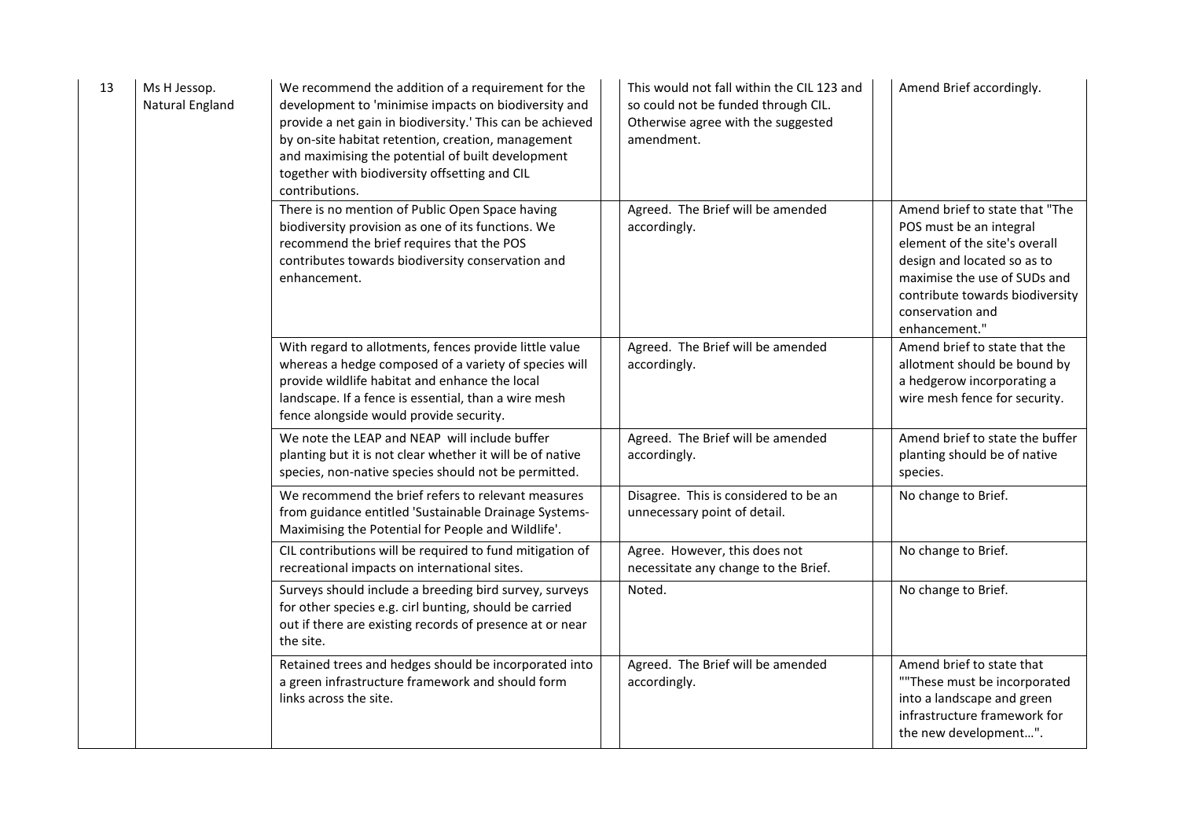| 13 | Ms H Jessop. Natural England | We recommend the addition of a requirement for the development to 'minimise impacts on biodiversity and provide a net gain in biodiversity.' This can be achieved by on-site habitat retention, creation, management and maximising the potential of built development together with biodiversity offsetting and CIL contributions. | This would not fall within the CIL 123 and so could not be funded through CIL. Otherwise agree with the suggested amendment. | Amend Brief accordingly. |
|---|---|---|---|---|
| | | There is no mention of Public Open Space having biodiversity provision as one of its functions. We recommend the brief requires that the POS contributes towards biodiversity conservation and enhancement. | Agreed. The Brief will be amended accordingly. | Amend brief to state that "The POS must be an integral element of the site's overall design and located so as to maximise the use of SUDs and contribute towards biodiversity conservation and enhancement." |
| | | With regard to allotments, fences provide little value whereas a hedge composed of a variety of species will provide wildlife habitat and enhance the local landscape. If a fence is essential, than a wire mesh fence alongside would provide security. | Agreed. The Brief will be amended accordingly. | Amend brief to state that the allotment should be bound by a hedgerow incorporating a wire mesh fence for security. |
| | | We note the LEAP and NEAP will include buffer planting but it is not clear whether it will be of native species, non-native species should not be permitted. | Agreed. The Brief will be amended accordingly. | Amend brief to state the buffer planting should be of native species. |
| | | We recommend the brief refers to relevant measures from guidance entitled 'Sustainable Drainage Systems-Maximising the Potential for People and Wildlife'. | Disagree. This is considered to be an unnecessary point of detail. | No change to Brief. |
| | | CIL contributions will be required to fund mitigation of recreational impacts on international sites. | Agree. However, this does not necessitate any change to the Brief. | No change to Brief. |
| | | Surveys should include a breeding bird survey, surveys for other species e.g. cirl bunting, should be carried out if there are existing records of presence at or near the site. | Noted. | No change to Brief. |
| | | Retained trees and hedges should be incorporated into a green infrastructure framework and should form links across the site. | Agreed. The Brief will be amended accordingly. | Amend brief to state that ""These must be incorporated into a landscape and green infrastructure framework for the new development…". |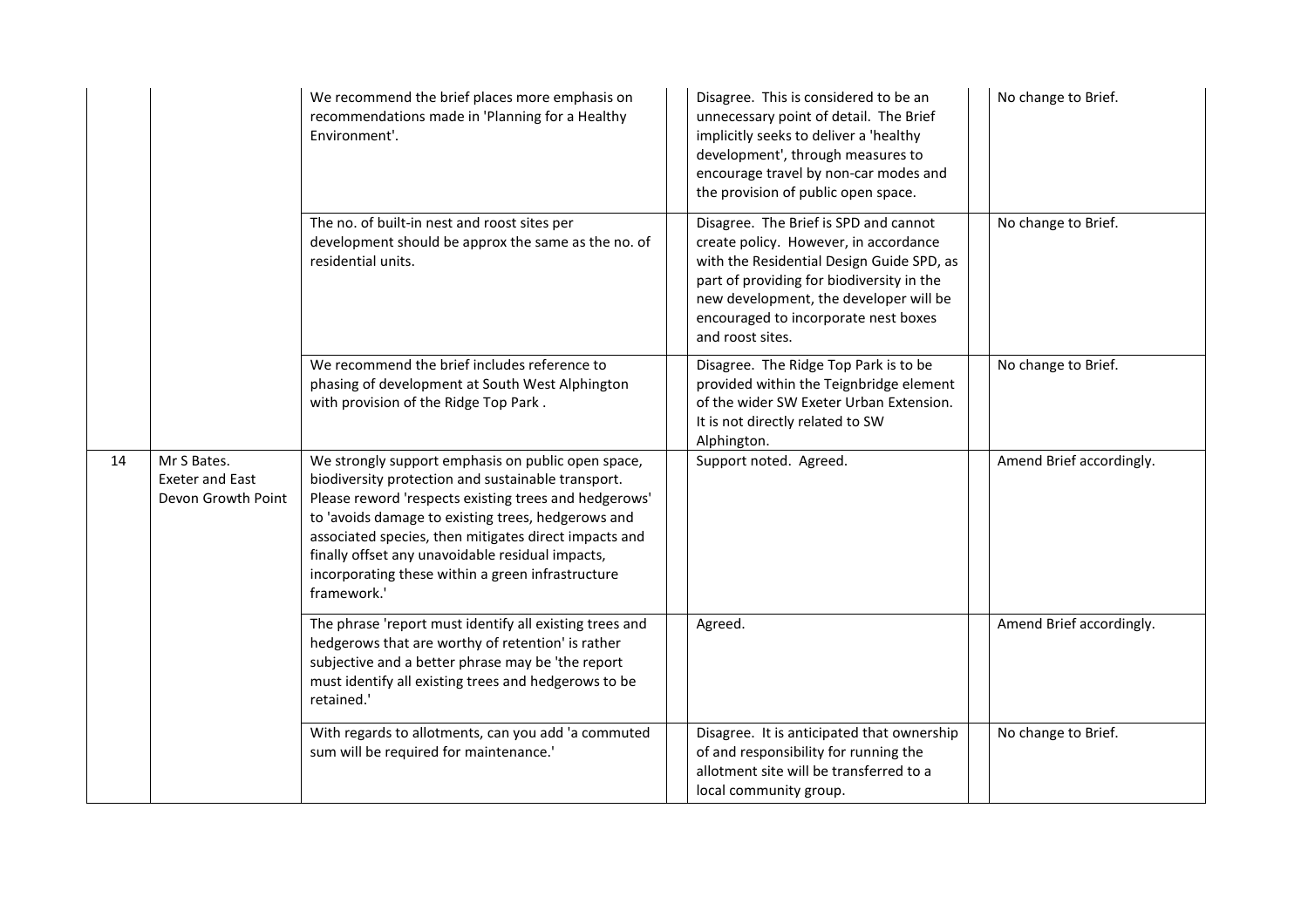| | | | | | | |
|---|---|---|---|---|---|---|
| | | We recommend the brief places more emphasis on recommendations made in 'Planning for a Healthy Environment'. | | Disagree. This is considered to be an unnecessary point of detail. The Brief implicitly seeks to deliver a 'healthy development', through measures to encourage travel by non-car modes and the provision of public open space. | | No change to Brief. |
| | | The no. of built-in nest and roost sites per development should be approx the same as the no. of residential units. | | Disagree. The Brief is SPD and cannot create policy. However, in accordance with the Residential Design Guide SPD, as part of providing for biodiversity in the new development, the developer will be encouraged to incorporate nest boxes and roost sites. | | No change to Brief. |
| | | We recommend the brief includes reference to phasing of development at South West Alphington with provision of the Ridge Top Park . | | Disagree. The Ridge Top Park is to be provided within the Teignbridge element of the wider SW Exeter Urban Extension. It is not directly related to SW Alphington. | | No change to Brief. |
| 14 | Mr S Bates. Exeter and East Devon Growth Point | We strongly support emphasis on public open space, biodiversity protection and sustainable transport. Please reword 'respects existing trees and hedgerows' to 'avoids damage to existing trees, hedgerows and associated species, then mitigates direct impacts and finally offset any unavoidable residual impacts, incorporating these within a green infrastructure framework.' | | Support noted. Agreed. | | Amend Brief accordingly. |
| | | The phrase 'report must identify all existing trees and hedgerows that are worthy of retention' is rather subjective and a better phrase may be 'the report must identify all existing trees and hedgerows to be retained.' | | Agreed. | | Amend Brief accordingly. |
| | | With regards to allotments, can you add 'a commuted sum will be required for maintenance.' | | Disagree. It is anticipated that ownership of and responsibility for running the allotment site will be transferred to a local community group. | | No change to Brief. |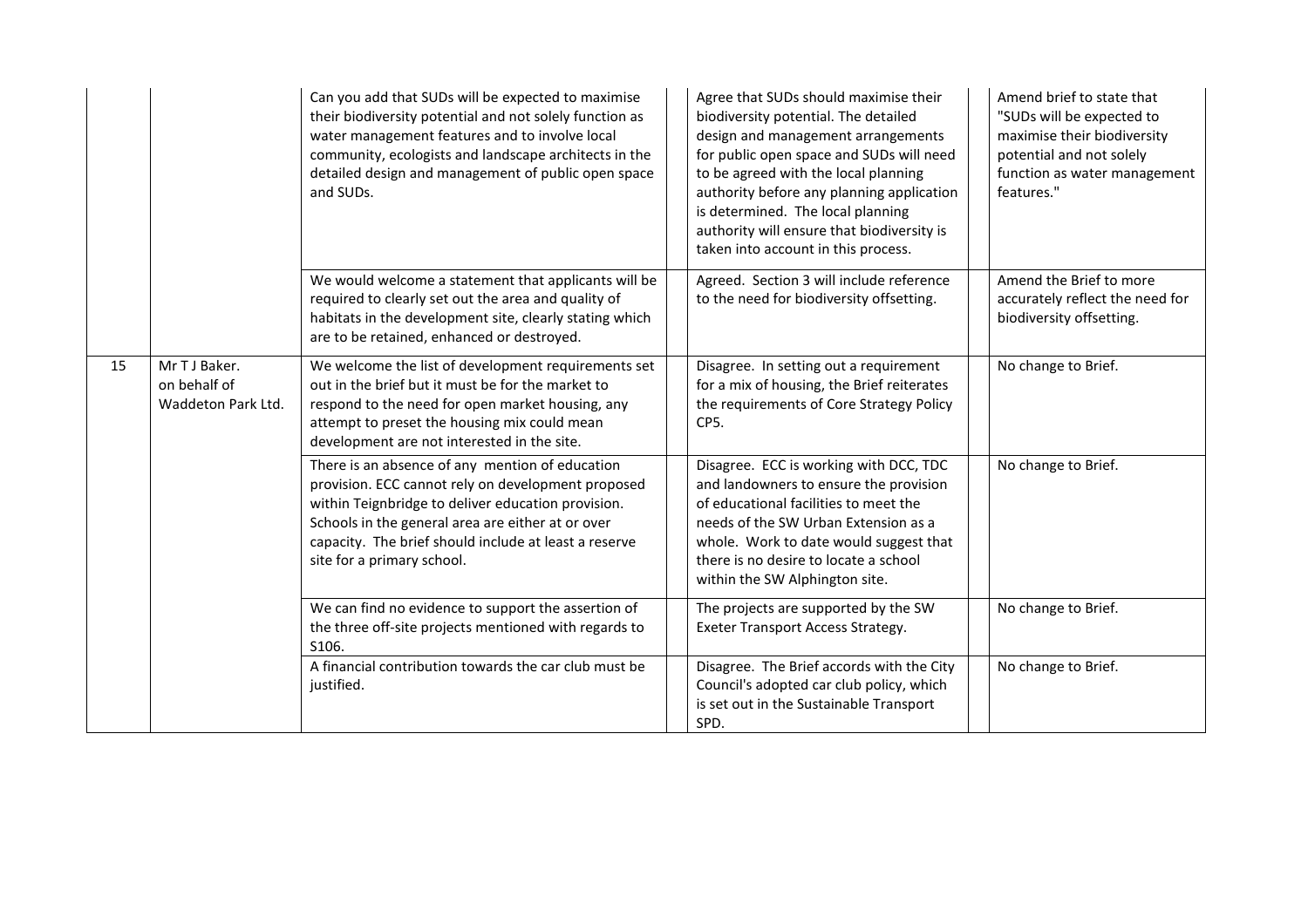| | | | | |
|---|---|---|---|---|
| | | Can you add that SUDs will be expected to maximise their biodiversity potential and not solely function as water management features and to involve local community, ecologists and landscape architects in the detailed design and management of public open space and SUDs. | Agree that SUDs should maximise their biodiversity potential. The detailed design and management arrangements for public open space and SUDs will need to be agreed with the local planning authority before any planning application is determined. The local planning authority will ensure that biodiversity is taken into account in this process. | Amend brief to state that "SUDs will be expected to maximise their biodiversity potential and not solely function as water management features." |
| | | We would welcome a statement that applicants will be required to clearly set out the area and quality of habitats in the development site, clearly stating which are to be retained, enhanced or destroyed. | Agreed. Section 3 will include reference to the need for biodiversity offsetting. | Amend the Brief to more accurately reflect the need for biodiversity offsetting. |
| 15 | Mr T J Baker. on behalf of Waddeton Park Ltd. | We welcome the list of development requirements set out in the brief but it must be for the market to respond to the need for open market housing, any attempt to preset the housing mix could mean development are not interested in the site. | Disagree. In setting out a requirement for a mix of housing, the Brief reiterates the requirements of Core Strategy Policy CP5. | No change to Brief. |
| | | There is an absence of any mention of education provision. ECC cannot rely on development proposed within Teignbridge to deliver education provision. Schools in the general area are either at or over capacity. The brief should include at least a reserve site for a primary school. | Disagree. ECC is working with DCC, TDC and landowners to ensure the provision of educational facilities to meet the needs of the SW Urban Extension as a whole. Work to date would suggest that there is no desire to locate a school within the SW Alphington site. | No change to Brief. |
| | | We can find no evidence to support the assertion of the three off-site projects mentioned with regards to S106. | The projects are supported by the SW Exeter Transport Access Strategy. | No change to Brief. |
| | | A financial contribution towards the car club must be justified. | Disagree. The Brief accords with the City Council's adopted car club policy, which is set out in the Sustainable Transport SPD. | No change to Brief. |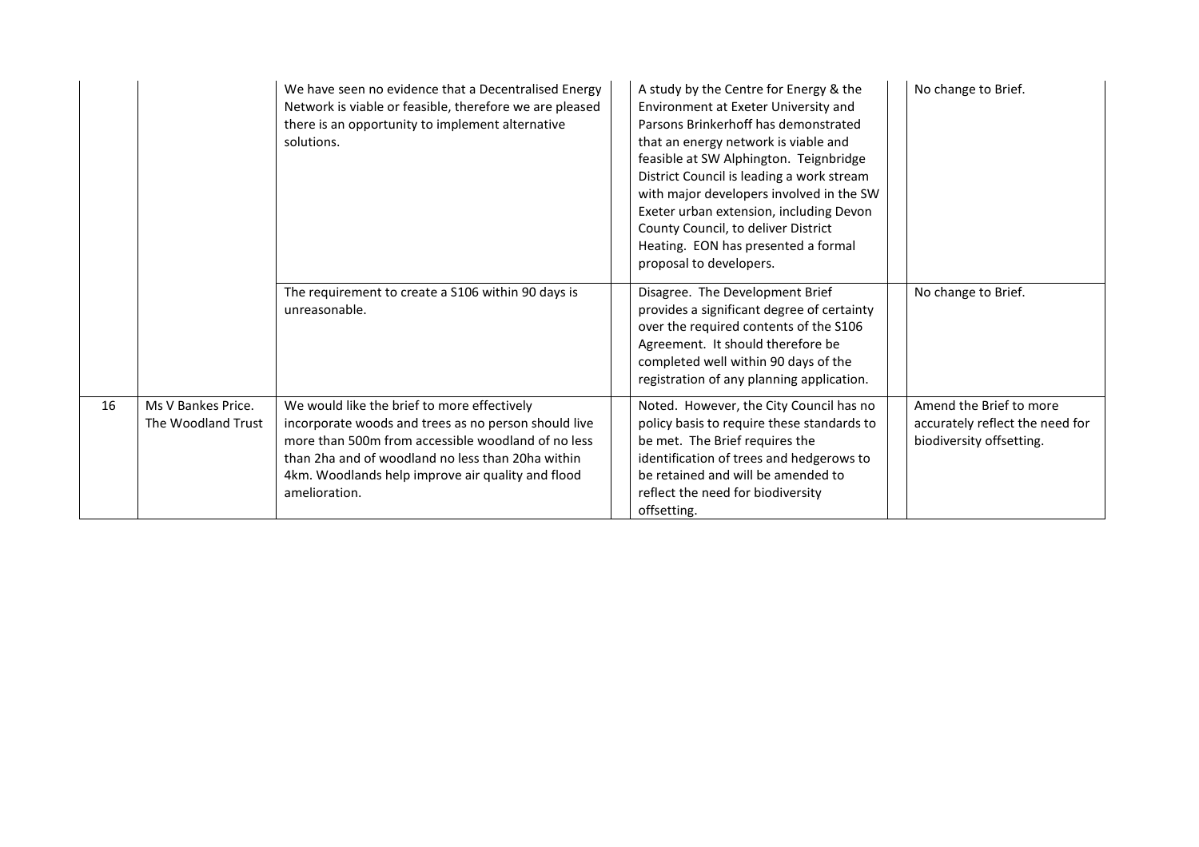| | | | | | | |
|---|---|---|---|---|---|---|
| | | We have seen no evidence that a Decentralised Energy Network is viable or feasible, therefore we are pleased there is an opportunity to implement alternative solutions. | | A study by the Centre for Energy & the Environment at Exeter University and Parsons Brinkerhoff has demonstrated that an energy network is viable and feasible at SW Alphington. Teignbridge District Council is leading a work stream with major developers involved in the SW Exeter urban extension, including Devon County Council, to deliver District Heating. EON has presented a formal proposal to developers. | | No change to Brief. |
| | | The requirement to create a S106 within 90 days is unreasonable. | | Disagree. The Development Brief provides a significant degree of certainty over the required contents of the S106 Agreement. It should therefore be completed well within 90 days of the registration of any planning application. | | No change to Brief. |
| 16 | Ms V Bankes Price. The Woodland Trust | We would like the brief to more effectively incorporate woods and trees as no person should live more than 500m from accessible woodland of no less than 2ha and of woodland no less than 20ha within 4km. Woodlands help improve air quality and flood amelioration. | | Noted. However, the City Council has no policy basis to require these standards to be met. The Brief requires the identification of trees and hedgerows to be retained and will be amended to reflect the need for biodiversity offsetting. | | Amend the Brief to more accurately reflect the need for biodiversity offsetting. |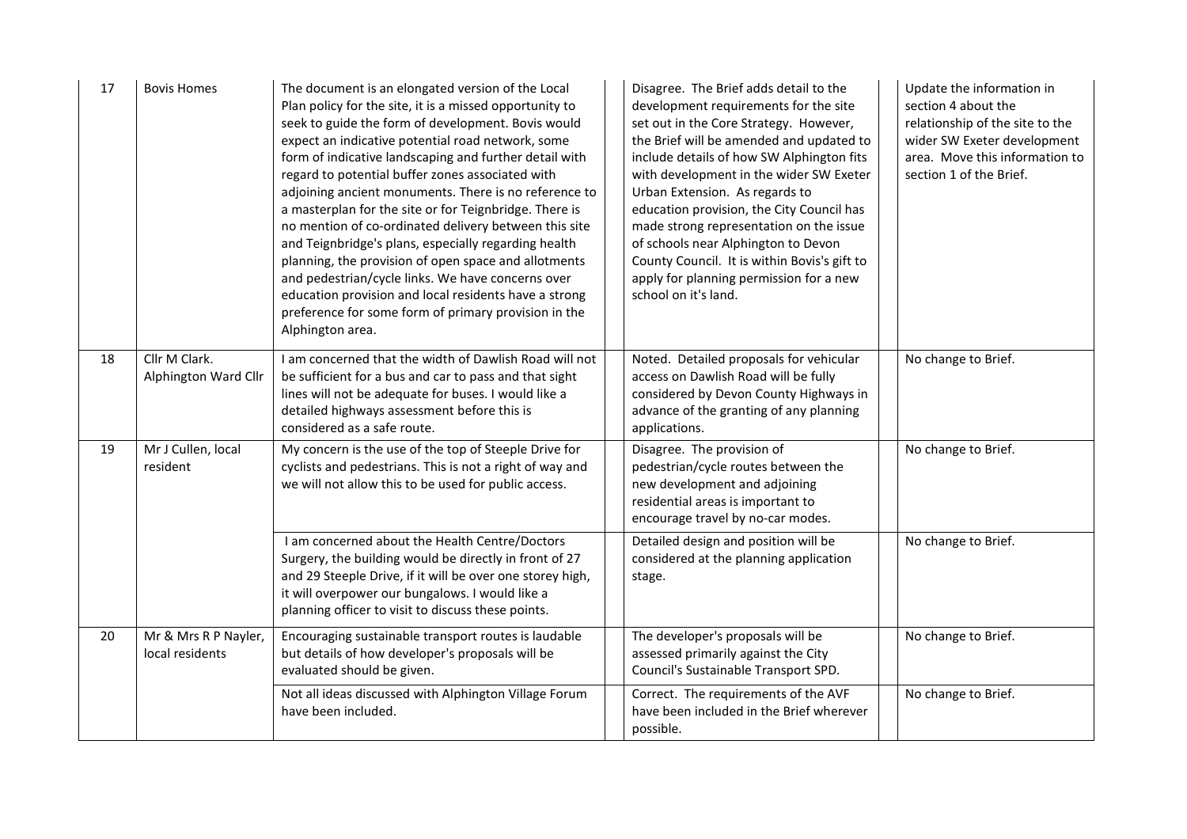| | | | | |
|---|---|---|---|---|
| 17 | Bovis Homes | The document is an elongated version of the Local Plan policy for the site, it is a missed opportunity to seek to guide the form of development. Bovis would expect an indicative potential road network, some form of indicative landscaping and further detail with regard to potential buffer zones associated with adjoining ancient monuments. There is no reference to a masterplan for the site or for Teignbridge. There is no mention of co-ordinated delivery between this site and Teignbridge's plans, especially regarding health planning, the provision of open space and allotments and pedestrian/cycle links. We have concerns over education provision and local residents have a strong preference for some form of primary provision in the Alphington area. | Disagree. The Brief adds detail to the development requirements for the site set out in the Core Strategy. However, the Brief will be amended and updated to include details of how SW Alphington fits with development in the wider SW Exeter Urban Extension. As regards to education provision, the City Council has made strong representation on the issue of schools near Alphington to Devon County Council. It is within Bovis's gift to apply for planning permission for a new school on it's land. | Update the information in section 4 about the relationship of the site to the wider SW Exeter development area. Move this information to section 1 of the Brief. |
| 18 | Cllr M Clark. Alphington Ward Cllr | I am concerned that the width of Dawlish Road will not be sufficient for a bus and car to pass and that sight lines will not be adequate for buses. I would like a detailed highways assessment before this is considered as a safe route. | Noted. Detailed proposals for vehicular access on Dawlish Road will be fully considered by Devon County Highways in advance of the granting of any planning applications. | No change to Brief. |
| 19 | Mr J Cullen, local resident | My concern is the use of the top of Steeple Drive for cyclists and pedestrians. This is not a right of way and we will not allow this to be used for public access. | Disagree. The provision of pedestrian/cycle routes between the new development and adjoining residential areas is important to encourage travel by no-car modes. | No change to Brief. |
| | | I am concerned about the Health Centre/Doctors Surgery, the building would be directly in front of 27 and 29 Steeple Drive, if it will be over one storey high, it will overpower our bungalows. I would like a planning officer to visit to discuss these points. | Detailed design and position will be considered at the planning application stage. | No change to Brief. |
| 20 | Mr & Mrs R P Nayler, local residents | Encouraging sustainable transport routes is laudable but details of how developer's proposals will be evaluated should be given. | The developer's proposals will be assessed primarily against the City Council's Sustainable Transport SPD. | No change to Brief. |
| | | Not all ideas discussed with Alphington Village Forum have been included. | Correct. The requirements of the AVF have been included in the Brief wherever possible. | No change to Brief. |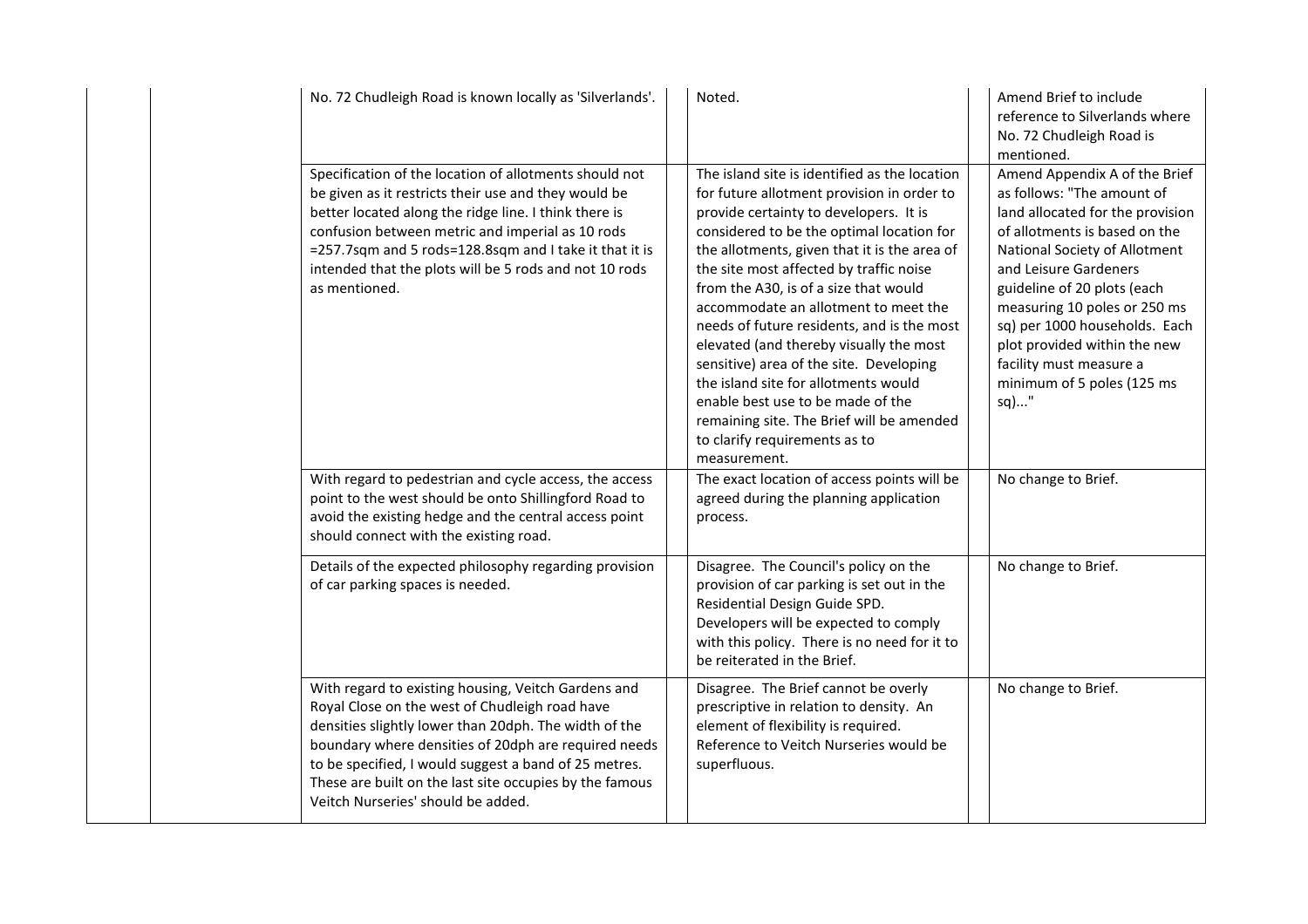| | | | | |
|---|---|---|---|---|
| | | No. 72 Chudleigh Road is known locally as 'Silverlands'. | Noted. | Amend Brief to include reference to Silverlands where No. 72 Chudleigh Road is mentioned. |
| | | Specification of the location of allotments should not be given as it restricts their use and they would be better located along the ridge line. I think there is confusion between metric and imperial as 10 rods =257.7sqm and 5 rods=128.8sqm and I take it that it is intended that the plots will be 5 rods and not 10 rods as mentioned. | The island site is identified as the location for future allotment provision in order to provide certainty to developers. It is considered to be the optimal location for the allotments, given that it is the area of the site most affected by traffic noise from the A30, is of a size that would accommodate an allotment to meet the needs of future residents, and is the most elevated (and thereby visually the most sensitive) area of the site. Developing the island site for allotments would enable best use to be made of the remaining site. The Brief will be amended to clarify requirements as to measurement. | Amend Appendix A of the Brief as follows: "The amount of land allocated for the provision of allotments is based on the National Society of Allotment and Leisure Gardeners guideline of 20 plots (each measuring 10 poles or 250 ms sq) per 1000 households. Each plot provided within the new facility must measure a minimum of 5 poles (125 ms sq)..." |
| | | With regard to pedestrian and cycle access, the access point to the west should be onto Shillingford Road to avoid the existing hedge and the central access point should connect with the existing road. | The exact location of access points will be agreed during the planning application process. | No change to Brief. |
| | | Details of the expected philosophy regarding provision of car parking spaces is needed. | Disagree. The Council's policy on the provision of car parking is set out in the Residential Design Guide SPD. Developers will be expected to comply with this policy. There is no need for it to be reiterated in the Brief. | No change to Brief. |
| | | With regard to existing housing, Veitch Gardens and Royal Close on the west of Chudleigh road have densities slightly lower than 20dph. The width of the boundary where densities of 20dph are required needs to be specified, I would suggest a band of 25 metres. These are built on the last site occupies by the famous Veitch Nurseries' should be added. | Disagree. The Brief cannot be overly prescriptive in relation to density. An element of flexibility is required. Reference to Veitch Nurseries would be superfluous. | No change to Brief. |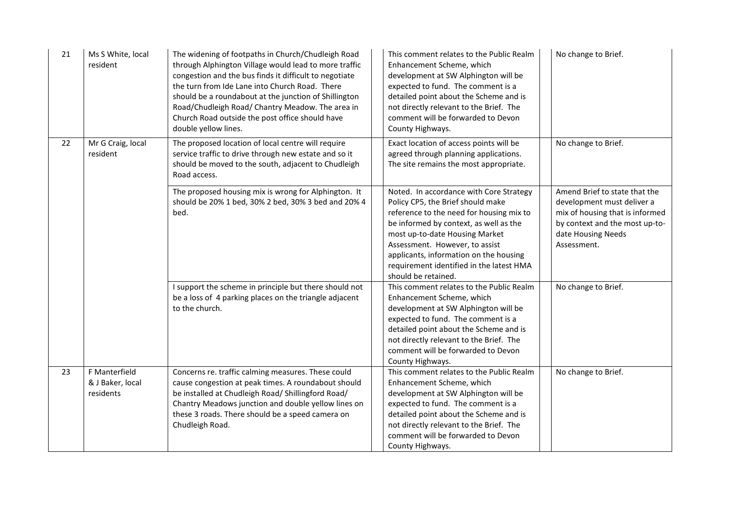| 21 | Ms S White, local resident | The widening of footpaths in Church/Chudleigh Road through Alphington Village would lead to more traffic congestion and the bus finds it difficult to negotiate the turn from Ide Lane into Church Road. There should be a roundabout at the junction of Shillington Road/Chudleigh Road/ Chantry Meadow. The area in Church Road outside the post office should have double yellow lines. | This comment relates to the Public Realm Enhancement Scheme, which development at SW Alphington will be expected to fund. The comment is a detailed point about the Scheme and is not directly relevant to the Brief. The comment will be forwarded to Devon County Highways. | No change to Brief. |
|---|---|---|---|---|
| 22 | Mr G Craig, local resident | The proposed location of local centre will require service traffic to drive through new estate and so it should be moved to the south, adjacent to Chudleigh Road access. | Exact location of access points will be agreed through planning applications. The site remains the most appropriate. | No change to Brief. |
| | | The proposed housing mix is wrong for Alphington. It should be 20% 1 bed, 30% 2 bed, 30% 3 bed and 20% 4 bed. | Noted. In accordance with Core Strategy Policy CP5, the Brief should make reference to the need for housing mix to be informed by context, as well as the most up-to-date Housing Market Assessment. However, to assist applicants, information on the housing requirement identified in the latest HMA should be retained. | Amend Brief to state that the development must deliver a mix of housing that is informed by context and the most up-to-date Housing Needs Assessment. |
| | | I support the scheme in principle but there should not be a loss of 4 parking places on the triangle adjacent to the church. | This comment relates to the Public Realm Enhancement Scheme, which development at SW Alphington will be expected to fund. The comment is a detailed point about the Scheme and is not directly relevant to the Brief. The comment will be forwarded to Devon County Highways. | No change to Brief. |
| 23 | F Manterfield & J Baker, local residents | Concerns re. traffic calming measures. These could cause congestion at peak times. A roundabout should be installed at Chudleigh Road/ Shillingford Road/ Chantry Meadows junction and double yellow lines on these 3 roads. There should be a speed camera on Chudleigh Road. | This comment relates to the Public Realm Enhancement Scheme, which development at SW Alphington will be expected to fund. The comment is a detailed point about the Scheme and is not directly relevant to the Brief. The comment will be forwarded to Devon County Highways. | No change to Brief. |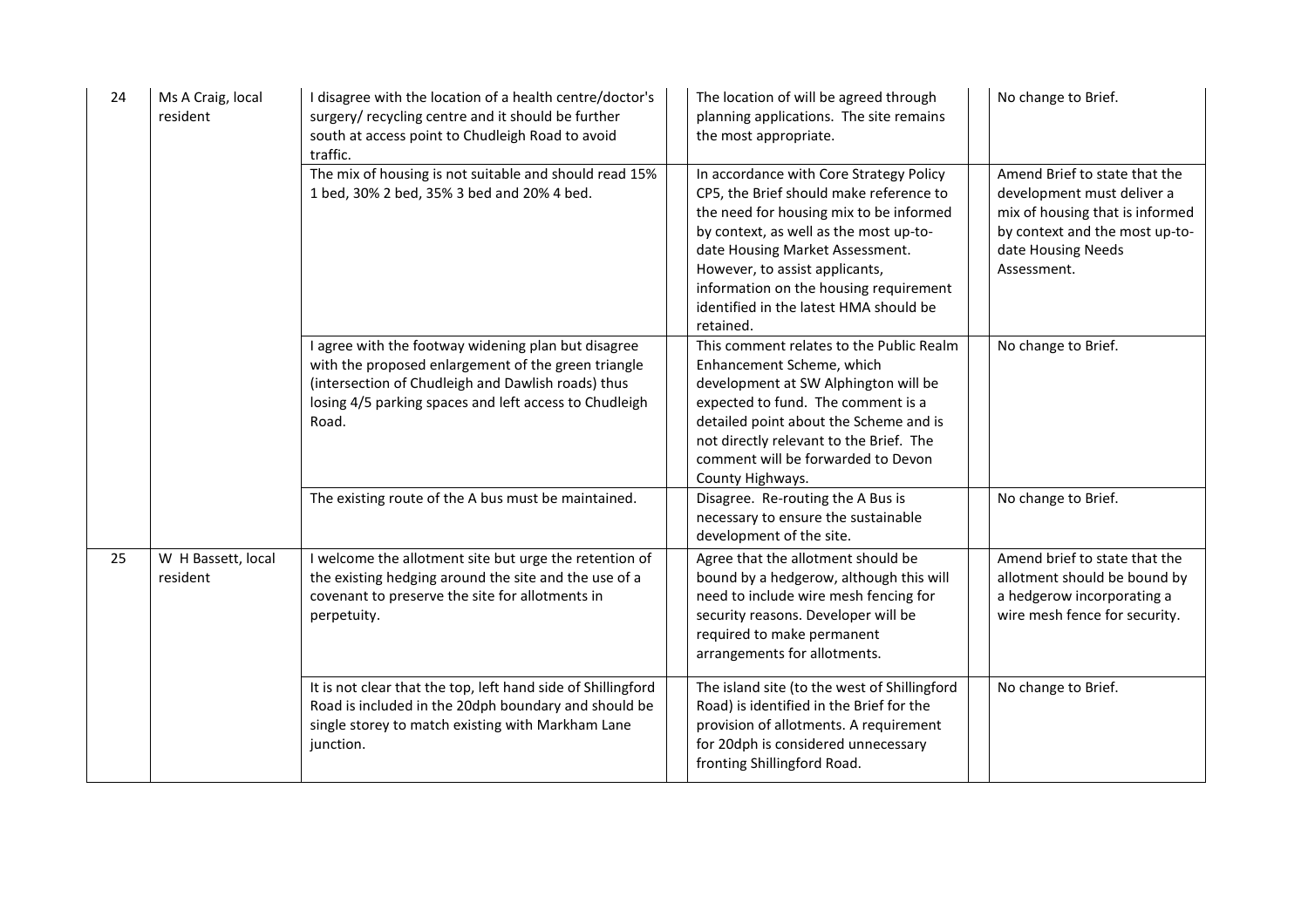| | | | | |
|---|---|---|---|---|
| 24 | Ms A Craig, local resident | I disagree with the location of a health centre/doctor's surgery/ recycling centre and it should be further south at access point to Chudleigh Road to avoid traffic. | The location of will be agreed through planning applications. The site remains the most appropriate. | No change to Brief. |
| | | The mix of housing is not suitable and should read 15% 1 bed, 30% 2 bed, 35% 3 bed and 20% 4 bed. | In accordance with Core Strategy Policy CP5, the Brief should make reference to the need for housing mix to be informed by context, as well as the most up-to-date Housing Market Assessment. However, to assist applicants, information on the housing requirement identified in the latest HMA should be retained. | Amend Brief to state that the development must deliver a mix of housing that is informed by context and the most up-to-date Housing Needs Assessment. |
| | | I agree with the footway widening plan but disagree with the proposed enlargement of the green triangle (intersection of Chudleigh and Dawlish roads) thus losing 4/5 parking spaces and left access to Chudleigh Road. | This comment relates to the Public Realm Enhancement Scheme, which development at SW Alphington will be expected to fund. The comment is a detailed point about the Scheme and is not directly relevant to the Brief. The comment will be forwarded to Devon County Highways. | No change to Brief. |
| | | The existing route of the A bus must be maintained. | Disagree. Re-routing the A Bus is necessary to ensure the sustainable development of the site. | No change to Brief. |
| 25 | W H Bassett, local resident | I welcome the allotment site but urge the retention of the existing hedging around the site and the use of a covenant to preserve the site for allotments in perpetuity. | Agree that the allotment should be bound by a hedgerow, although this will need to include wire mesh fencing for security reasons. Developer will be required to make permanent arrangements for allotments. | Amend brief to state that the allotment should be bound by a hedgerow incorporating a wire mesh fence for security. |
| | | It is not clear that the top, left hand side of Shillingford Road is included in the 20dph boundary and should be single storey to match existing with Markham Lane junction. | The island site (to the west of Shillingford Road) is identified in the Brief for the provision of allotments. A requirement for 20dph is considered unnecessary fronting Shillingford Road. | No change to Brief. |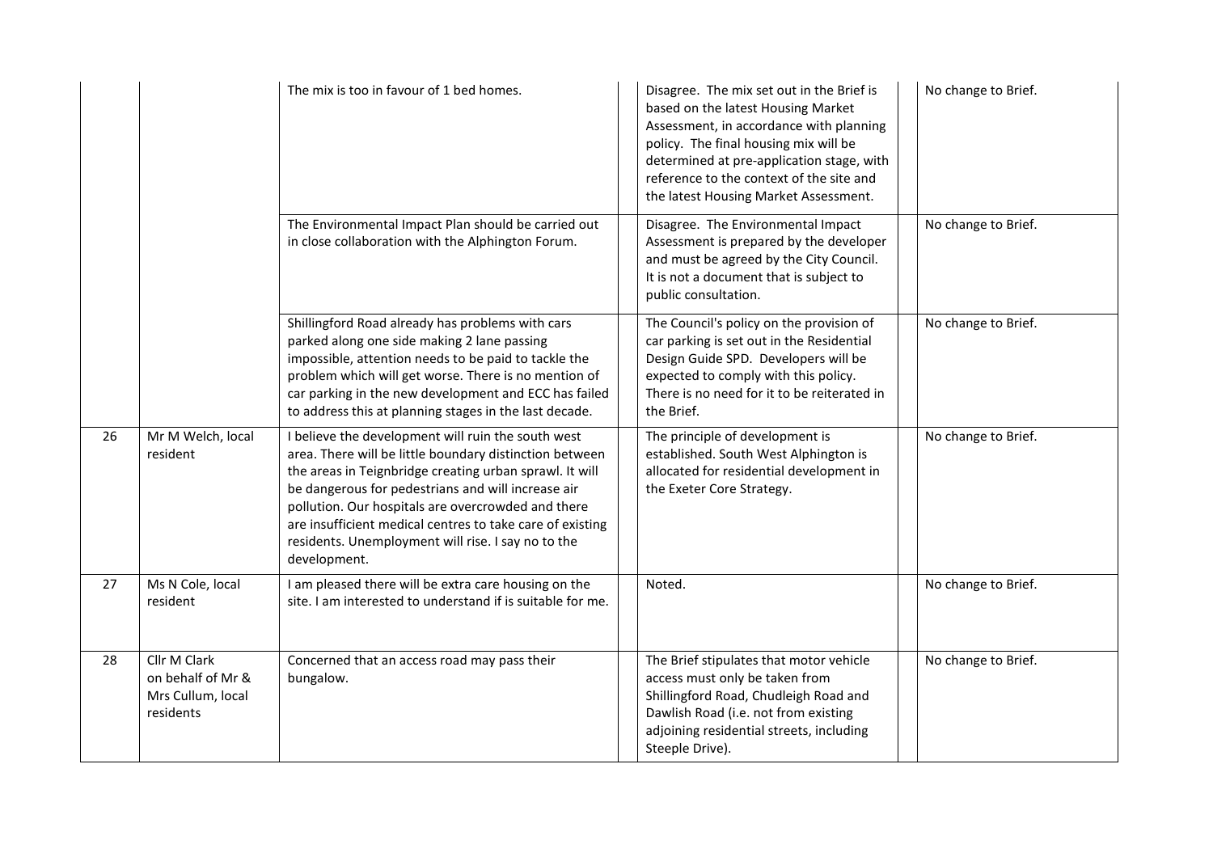| | | | | | | |
|---|---|---|---|---|---|---|
| | | The mix is too in favour of 1 bed homes. | | Disagree. The mix set out in the Brief is based on the latest Housing Market Assessment, in accordance with planning policy. The final housing mix will be determined at pre-application stage, with reference to the context of the site and the latest Housing Market Assessment. | | No change to Brief. |
| | | The Environmental Impact Plan should be carried out in close collaboration with the Alphington Forum. | | Disagree. The Environmental Impact Assessment is prepared by the developer and must be agreed by the City Council. It is not a document that is subject to public consultation. | | No change to Brief. |
| | | Shillingford Road already has problems with cars parked along one side making 2 lane passing impossible, attention needs to be paid to tackle the problem which will get worse. There is no mention of car parking in the new development and ECC has failed to address this at planning stages in the last decade. | | The Council's policy on the provision of car parking is set out in the Residential Design Guide SPD. Developers will be expected to comply with this policy. There is no need for it to be reiterated in the Brief. | | No change to Brief. |
| 26 | Mr M Welch, local resident | I believe the development will ruin the south west area. There will be little boundary distinction between the areas in Teignbridge creating urban sprawl. It will be dangerous for pedestrians and will increase air pollution. Our hospitals are overcrowded and there are insufficient medical centres to take care of existing residents. Unemployment will rise. I say no to the development. | | The principle of development is established. South West Alphington is allocated for residential development in the Exeter Core Strategy. | | No change to Brief. |
| 27 | Ms N Cole, local resident | I am pleased there will be extra care housing on the site. I am interested to understand if is suitable for me. | | Noted. | | No change to Brief. |
| 28 | Cllr M Clark on behalf of Mr & Mrs Cullum, local residents | Concerned that an access road may pass their bungalow. | | The Brief stipulates that motor vehicle access must only be taken from Shillingford Road, Chudleigh Road and Dawlish Road (i.e. not from existing adjoining residential streets, including Steeple Drive). | | No change to Brief. |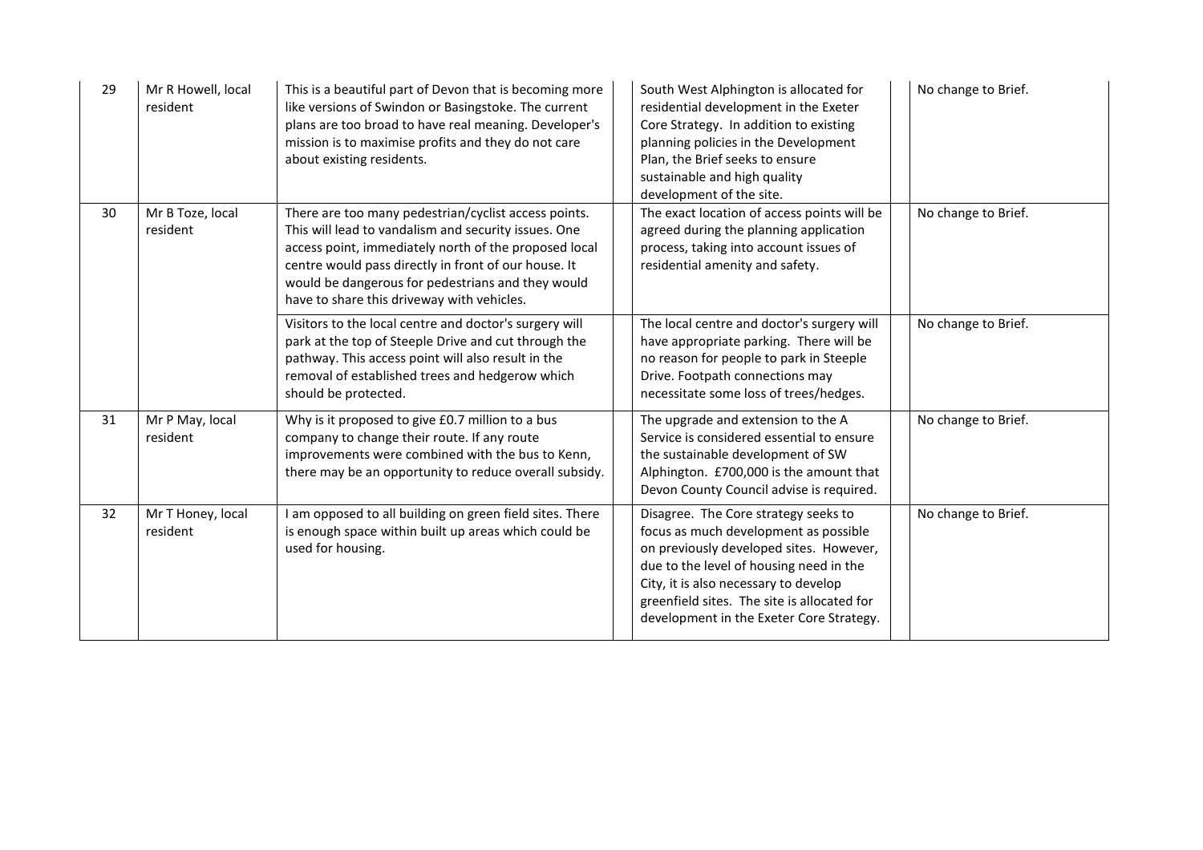| | | | | |
|---|---|---|---|---|
| 29 | Mr R Howell, local resident | This is a beautiful part of Devon that is becoming more like versions of Swindon or Basingstoke. The current plans are too broad to have real meaning. Developer's mission is to maximise profits and they do not care about existing residents. | South West Alphington is allocated for residential development in the Exeter Core Strategy. In addition to existing planning policies in the Development Plan, the Brief seeks to ensure sustainable and high quality development of the site. | No change to Brief. |
| 30 | Mr B Toze, local resident | There are too many pedestrian/cyclist access points. This will lead to vandalism and security issues. One access point, immediately north of the proposed local centre would pass directly in front of our house. It would be dangerous for pedestrians and they would have to share this driveway with vehicles. | The exact location of access points will be agreed during the planning application process, taking into account issues of residential amenity and safety. | No change to Brief. |
| | | Visitors to the local centre and doctor's surgery will park at the top of Steeple Drive and cut through the pathway. This access point will also result in the removal of established trees and hedgerow which should be protected. | The local centre and doctor's surgery will have appropriate parking. There will be no reason for people to park in Steeple Drive. Footpath connections may necessitate some loss of trees/hedges. | No change to Brief. |
| 31 | Mr P May, local resident | Why is it proposed to give £0.7 million to a bus company to change their route. If any route improvements were combined with the bus to Kenn, there may be an opportunity to reduce overall subsidy. | The upgrade and extension to the A Service is considered essential to ensure the sustainable development of SW Alphington. £700,000 is the amount that Devon County Council advise is required. | No change to Brief. |
| 32 | Mr T Honey, local resident | I am opposed to all building on green field sites. There is enough space within built up areas which could be used for housing. | Disagree. The Core strategy seeks to focus as much development as possible on previously developed sites. However, due to the level of housing need in the City, it is also necessary to develop greenfield sites. The site is allocated for development in the Exeter Core Strategy. | No change to Brief. |